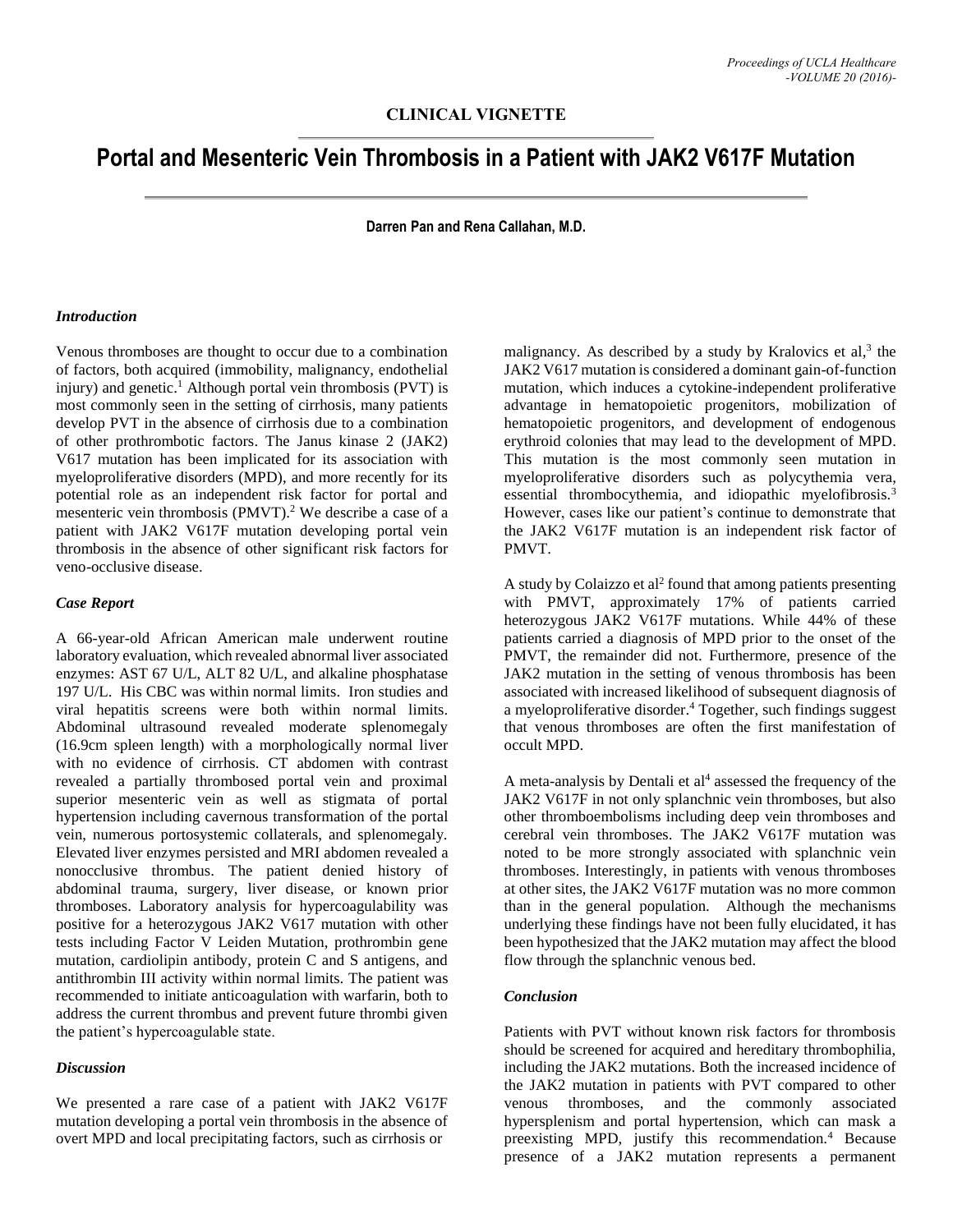CLINICAL VIGNETTE

# Portal and Mesenteric Vein Thrombosis in a Patient with JAK2 V617F Mutation

**Darren Pan and Rena Callahan, M.D.**

### *Introduction*

Venous thromboses are thought to occur due to a combination of factors, both acquired (immobility, malignancy, endothelial injury) and genetic.[1] Although portal vein thrombosis (PVT) is most commonly seen in the setting of cirrhosis, many patients develop PVT in the absence of cirrhosis due to a combination of other prothrombotic factors. The Janus kinase 2 (JAK2) V617 mutation has been implicated for its association with myeloproliferative disorders (MPD), and more recently for its potential role as an independent risk factor for portal and mesenteric vein thrombosis (PMVT).[2] We describe a case of a patient with JAK2 V617F mutation developing portal vein thrombosis in the absence of other significant risk factors for veno-occlusive disease.

### *Case Report*

A 66-year-old African American male underwent routine laboratory evaluation, which revealed abnormal liver associated enzymes: AST 67 U/L, ALT 82 U/L, and alkaline phosphatase 197 U/L. His CBC was within normal limits. Iron studies and viral hepatitis screens were both within normal limits. Abdominal ultrasound revealed moderate splenomegaly (16.9cm spleen length) with a morphologically normal liver with no evidence of cirrhosis. CT abdomen with contrast revealed a partially thrombosed portal vein and proximal superior mesenteric vein as well as stigmata of portal hypertension including cavernous transformation of the portal vein, numerous portosystemic collaterals, and splenomegaly. Elevated liver enzymes persisted and MRI abdomen revealed a nonocclusive thrombus. The patient denied history of abdominal trauma, surgery, liver disease, or known prior thromboses. Laboratory analysis for hypercoagulability was positive for a heterozygous JAK2 V617 mutation with other tests including Factor V Leiden Mutation, prothrombin gene mutation, cardiolipin antibody, protein C and S antigens, and antithrombin III activity within normal limits. The patient was recommended to initiate anticoagulation with warfarin, both to address the current thrombus and prevent future thrombi given the patient's hypercoagulable state.

### *Discussion*

We presented a rare case of a patient with JAK2 V617F mutation developing a portal vein thrombosis in the absence of overt MPD and local precipitating factors, such as cirrhosis or malignancy. As described by a study by Kralovics et al,[3] the JAK2 V617 mutation is considered a dominant gain-of-function mutation, which induces a cytokine-independent proliferative advantage in hematopoietic progenitors, mobilization of hematopoietic progenitors, and development of endogenous erythroid colonies that may lead to the development of MPD. This mutation is the most commonly seen mutation in myeloproliferative disorders such as polycythemia vera, essential thrombocythemia, and idiopathic myelofibrosis.[3] However, cases like our patient's continue to demonstrate that the JAK2 V617F mutation is an independent risk factor of PMVT.

A study by Colaizzo et al[2] found that among patients presenting with PMVT, approximately 17% of patients carried heterozygous JAK2 V617F mutations. While 44% of these patients carried a diagnosis of MPD prior to the onset of the PMVT, the remainder did not. Furthermore, presence of the JAK2 mutation in the setting of venous thrombosis has been associated with increased likelihood of subsequent diagnosis of a myeloproliferative disorder.[4] Together, such findings suggest that venous thromboses are often the first manifestation of occult MPD.

A meta-analysis by Dentali et al[4] assessed the frequency of the JAK2 V617F in not only splanchnic vein thromboses, but also other thromboembolisms including deep vein thromboses and cerebral vein thromboses. The JAK2 V617F mutation was noted to be more strongly associated with splanchnic vein thromboses. Interestingly, in patients with venous thromboses at other sites, the JAK2 V617F mutation was no more common than in the general population. Although the mechanisms underlying these findings have not been fully elucidated, it has been hypothesized that the JAK2 mutation may affect the blood flow through the splanchnic venous bed.

### *Conclusion*

Patients with PVT without known risk factors for thrombosis should be screened for acquired and hereditary thrombophilia, including the JAK2 mutations. Both the increased incidence of the JAK2 mutation in patients with PVT compared to other venous thromboses, and the commonly associated hypersplenism and portal hypertension, which can mask a preexisting MPD, justify this recommendation.[4] Because presence of a JAK2 mutation represents a permanent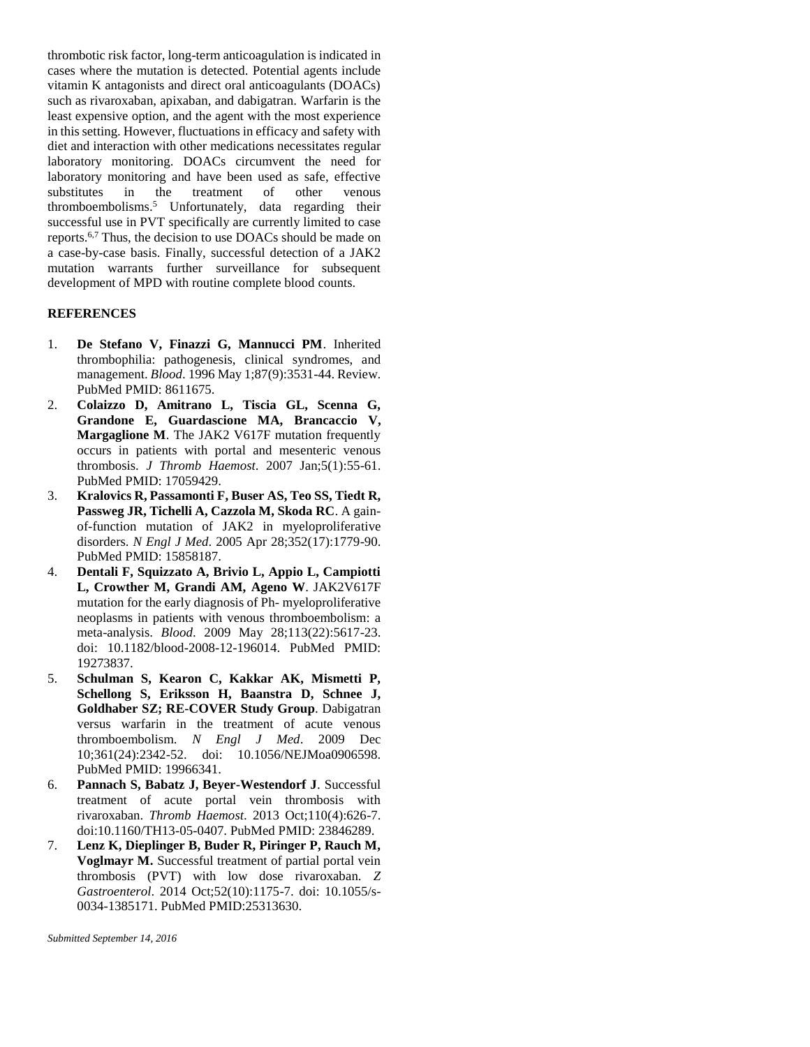thrombotic risk factor, long-term anticoagulation is indicated in cases where the mutation is detected. Potential agents include vitamin K antagonists and direct oral anticoagulants (DOACs) such as rivaroxaban, apixaban, and dabigatran. Warfarin is the least expensive option, and the agent with the most experience in this setting. However, fluctuations in efficacy and safety with diet and interaction with other medications necessitates regular laboratory monitoring. DOACs circumvent the need for laboratory monitoring and have been used as safe, effective substitutes in the treatment of other venous thromboembolisms.[5] Unfortunately, data regarding their successful use in PVT specifically are currently limited to case reports.[6,7] Thus, the decision to use DOACs should be made on a case-by-case basis. Finally, successful detection of a JAK2 mutation warrants further surveillance for subsequent development of MPD with routine complete blood counts.

## REFERENCES

1. **De Stefano V, Finazzi G, Mannucci PM**. Inherited thrombophilia: pathogenesis, clinical syndromes, and management. *Blood*. 1996 May 1;87(9):3531-44. Review. PubMed PMID: 8611675.
2. **Colaizzo D, Amitrano L, Tiscia GL, Scenna G, Grandone E, Guardascione MA, Brancaccio V, Margaglione M**. The JAK2 V617F mutation frequently occurs in patients with portal and mesenteric venous thrombosis. *J Thromb Haemost*. 2007 Jan;5(1):55-61. PubMed PMID: 17059429.
3. **Kralovics R, Passamonti F, Buser AS, Teo SS, Tiedt R, Passweg JR, Tichelli A, Cazzola M, Skoda RC**. A gain-of-function mutation of JAK2 in myeloproliferative disorders. *N Engl J Med*. 2005 Apr 28;352(17):1779-90. PubMed PMID: 15858187.
4. **Dentali F, Squizzato A, Brivio L, Appio L, Campiotti L, Crowther M, Grandi AM, Ageno W**. JAK2V617F mutation for the early diagnosis of Ph- myeloproliferative neoplasms in patients with venous thromboembolism: a meta-analysis. *Blood*. 2009 May 28;113(22):5617-23. doi: 10.1182/blood-2008-12-196014. PubMed PMID: 19273837.
5. **Schulman S, Kearon C, Kakkar AK, Mismetti P, Schellong S, Eriksson H, Baanstra D, Schnee J, Goldhaber SZ; RE-COVER Study Group**. Dabigatran versus warfarin in the treatment of acute venous thromboembolism. *N Engl J Med*. 2009 Dec 10;361(24):2342-52. doi: 10.1056/NEJMoa0906598. PubMed PMID: 19966341.
6. **Pannach S, Babatz J, Beyer-Westendorf J**. Successful treatment of acute portal vein thrombosis with rivaroxaban. *Thromb Haemost*. 2013 Oct;110(4):626-7. doi:10.1160/TH13-05-0407. PubMed PMID: 23846289.
7. **Lenz K, Dieplinger B, Buder R, Piringer P, Rauch M, Voglmayr M.** Successful treatment of partial portal vein thrombosis (PVT) with low dose rivaroxaban. *Z Gastroenterol*. 2014 Oct;52(10):1175-7. doi: 10.1055/s-0034-1385171. PubMed PMID:25313630.

*Submitted September 14, 2016*